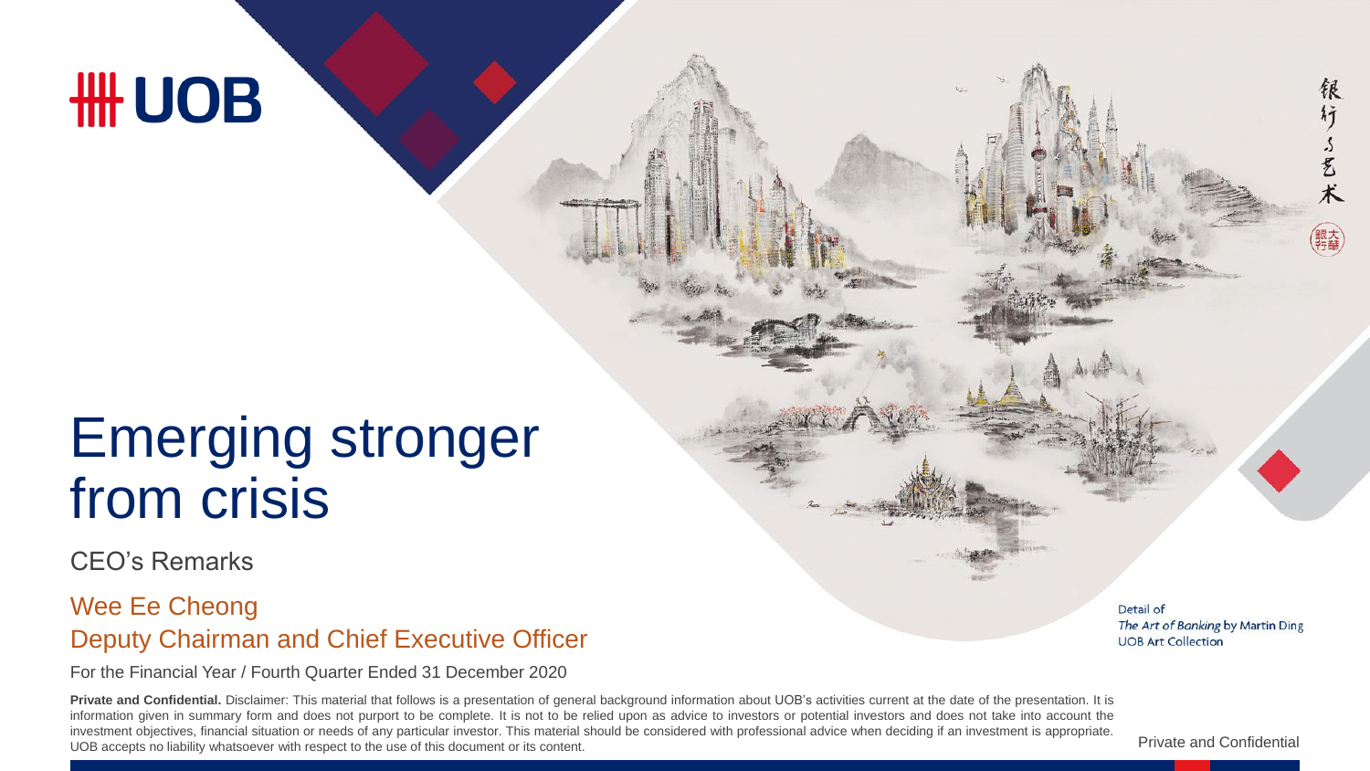# Emerging stronger from crisis

CEO's Remarks

## Wee Ee Cheong

## Deputy Chairman and Chief Executive Officer

For the Financial Year / Fourth Quarter Ended 31 December 2020

Detail of *The Art of Banking* by Martin Ding
UOB Art Collection

**Private and Confidential.** Disclaimer: This material that follows is a presentation of general background information about UOB's activities current at the date of the presentation. It is information given in summary form and does not purport to be complete. It is not to be relied upon as advice to investors or potential investors and does not take into account the investment objectives, financial situation or needs of any particular investor. This material should be considered with professional advice when deciding if an investment is appropriate. UOB accepts no liability whatsoever with respect to the use of this document or its content.

Private and Confidential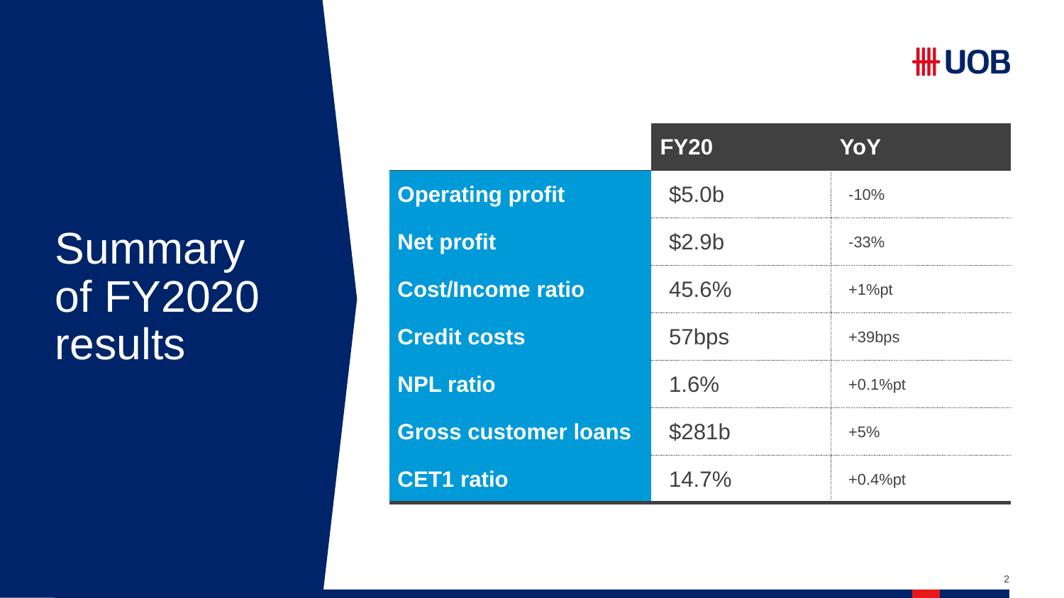# Summary of FY2020 results

|  | FY20 | YoY |
|---|---|---|
| **Operating profit** | $5.0b | -10% |
| **Net profit** | $2.9b | -33% |
| **Cost/Income ratio** | 45.6% | +1%pt |
| **Credit costs** | 57bps | +39bps |
| **NPL ratio** | 1.6% | +0.1%pt |
| **Gross customer loans** | $281b | +5% |
| **CET1 ratio** | 14.7% | +0.4%pt |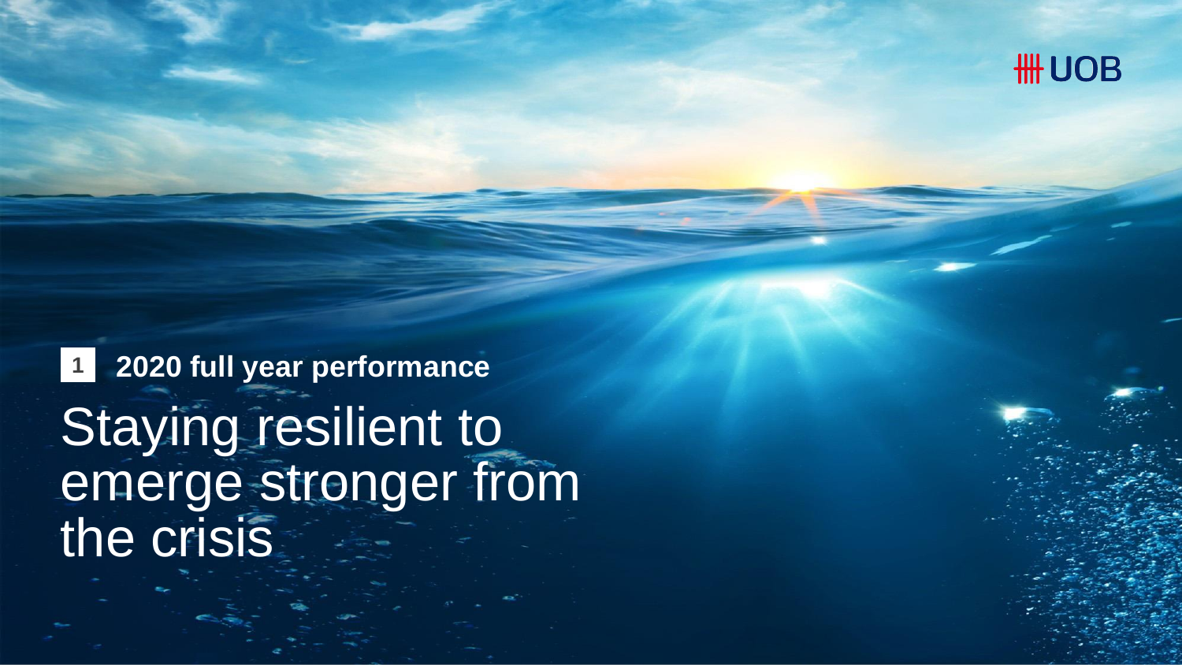UOB

1 **2020 full year performance**

# Staying resilient to emerge stronger from the crisis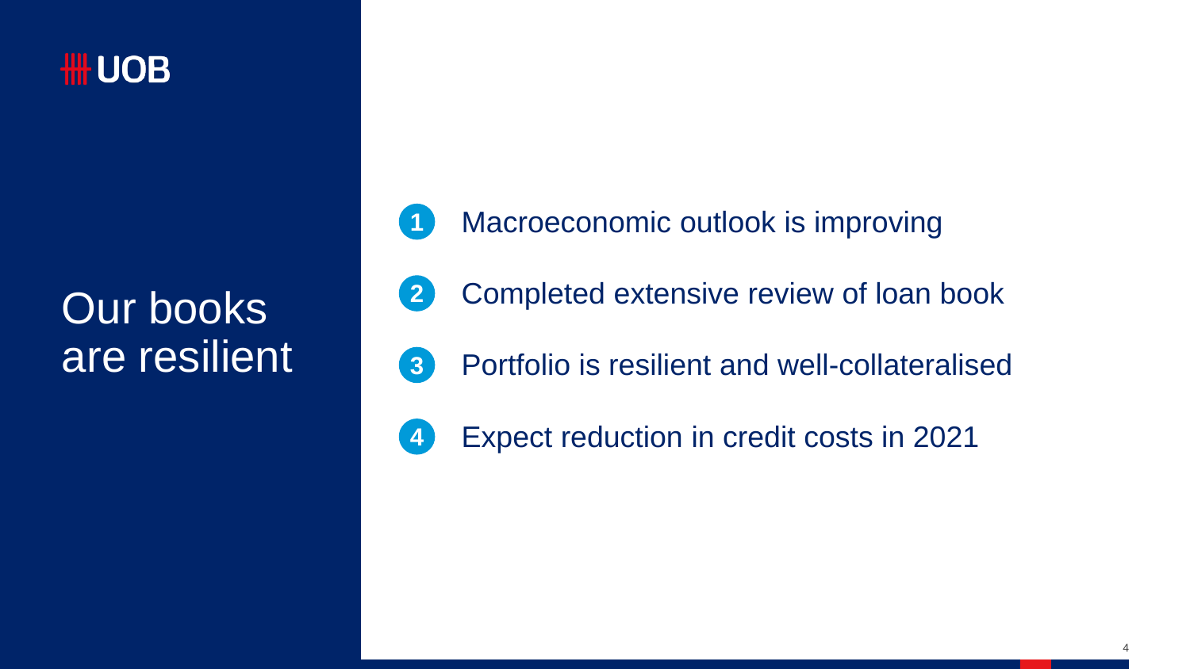# Our books are resilient

1. Macroeconomic outlook is improving
2. Completed extensive review of loan book
3. Portfolio is resilient and well-collateralised
4. Expect reduction in credit costs in 2021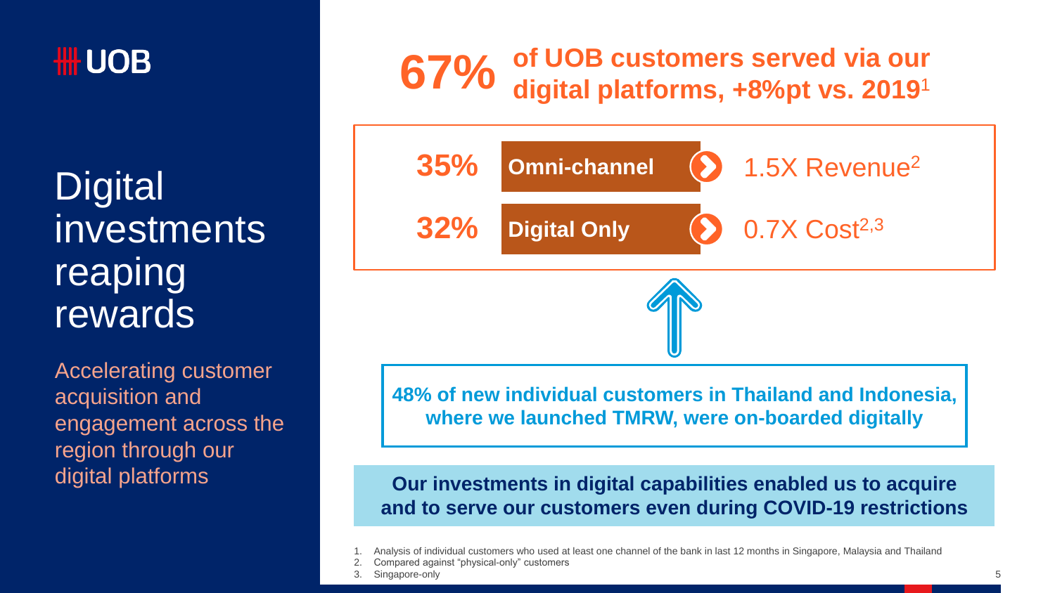UOB

# Digital investments reaping rewards

Accelerating customer acquisition and engagement across the region through our digital platforms

## 67% of UOB customers served via our digital platforms, +8%pt vs. 2019[1]

| | | |
|---|---|---|
| 35% | Omni-channel | 1.5X Revenue[2] |
| 32% | Digital Only | 0.7X Cost[2,3] |

**48% of new individual customers in Thailand and Indonesia, where we launched TMRW, were on-boarded digitally**

**Our investments in digital capabilities enabled us to acquire and to serve our customers even during COVID-19 restrictions**

1. Analysis of individual customers who used at least one channel of the bank in last 12 months in Singapore, Malaysia and Thailand
2. Compared against "physical-only" customers
3. Singapore-only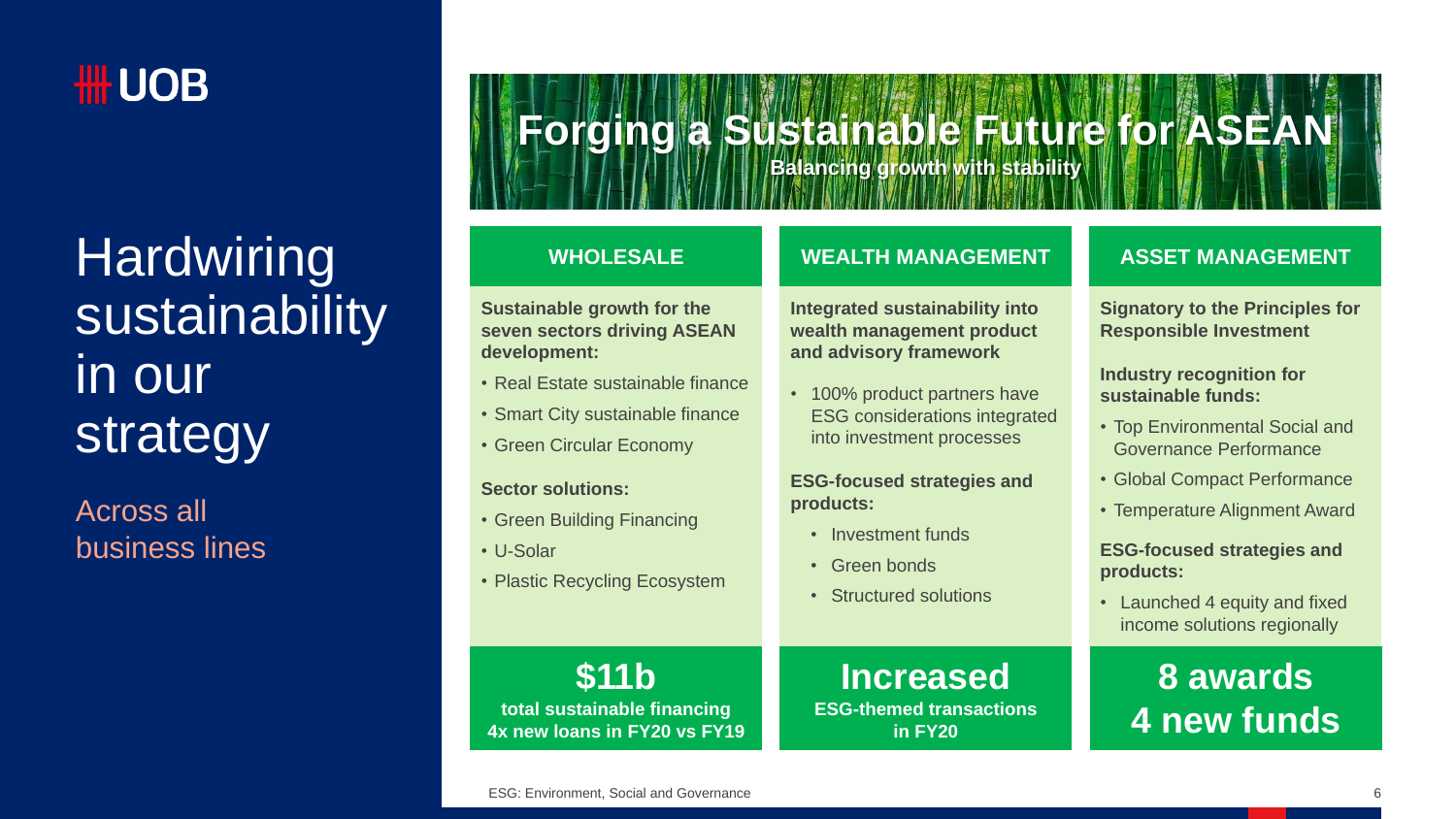UOB

# Hardwiring sustainability in our strategy

Across all business lines

## Forging a Sustainable Future for ASEAN

Balancing growth with stability

### WHOLESALE

**Sustainable growth for the seven sectors driving ASEAN development:**

- Real Estate sustainable finance
- Smart City sustainable finance
- Green Circular Economy

**Sector solutions:**

- Green Building Financing
- U-Solar
- Plastic Recycling Ecosystem

**$11b**
**total sustainable financing**
**4x new loans in FY20 vs FY19**

### WEALTH MANAGEMENT

**Integrated sustainability into wealth management product and advisory framework**

- 100% product partners have ESG considerations integrated into investment processes

**ESG-focused strategies and products:**

- Investment funds
- Green bonds
- Structured solutions

**Increased**
**ESG-themed transactions in FY20**

### ASSET MANAGEMENT

**Signatory to the Principles for Responsible Investment**

**Industry recognition for sustainable funds:**

- Top Environmental Social and Governance Performance
- Global Compact Performance
- Temperature Alignment Award

**ESG-focused strategies and products:**

- Launched 4 equity and fixed income solutions regionally

**8 awards**
**4 new funds**

ESG: Environment, Social and Governance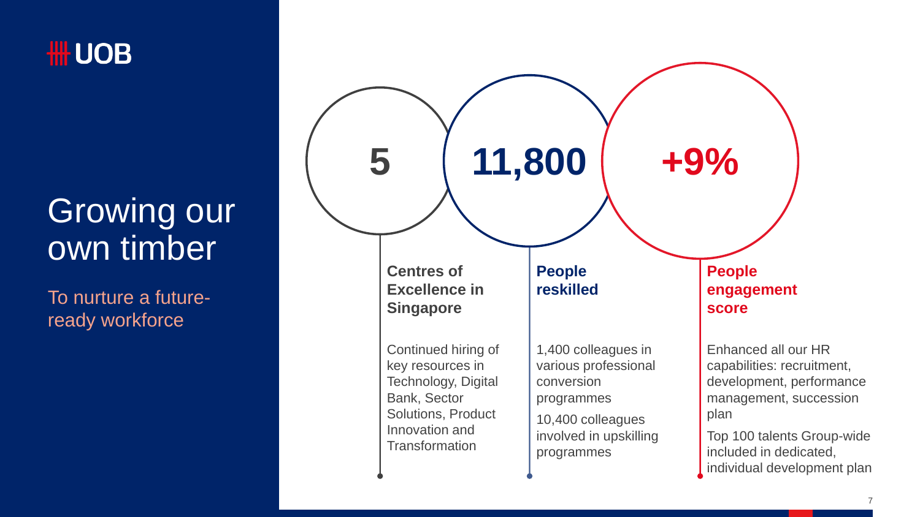UOB

# Growing our own timber

To nurture a future-ready workforce

## 5

**Centres of Excellence in Singapore**

Continued hiring of key resources in Technology, Digital Bank, Sector Solutions, Product Innovation and Transformation

## 11,800

**People reskilled**

1,400 colleagues in various professional conversion programmes

10,400 colleagues involved in upskilling programmes

## +9%

**People engagement score**

Enhanced all our HR capabilities: recruitment, development, performance management, succession plan

Top 100 talents Group-wide included in dedicated, individual development plan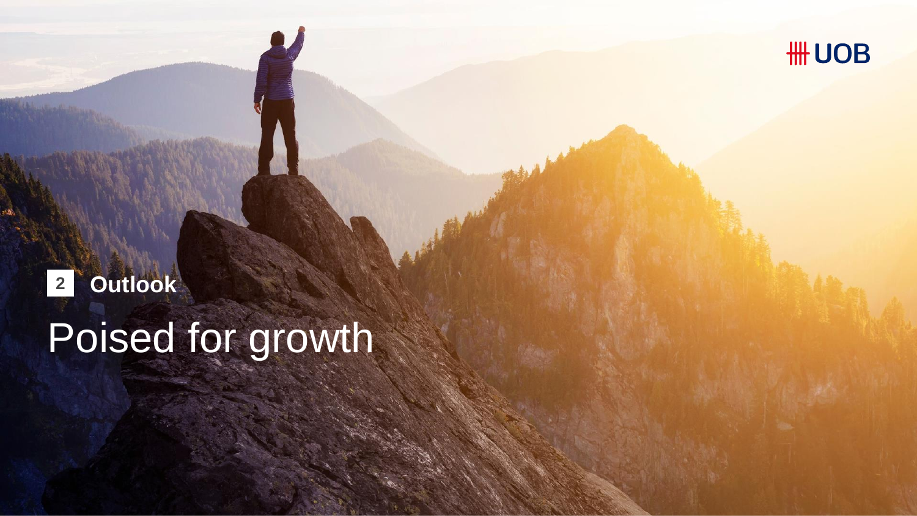2 **Outlook**

# Poised for growth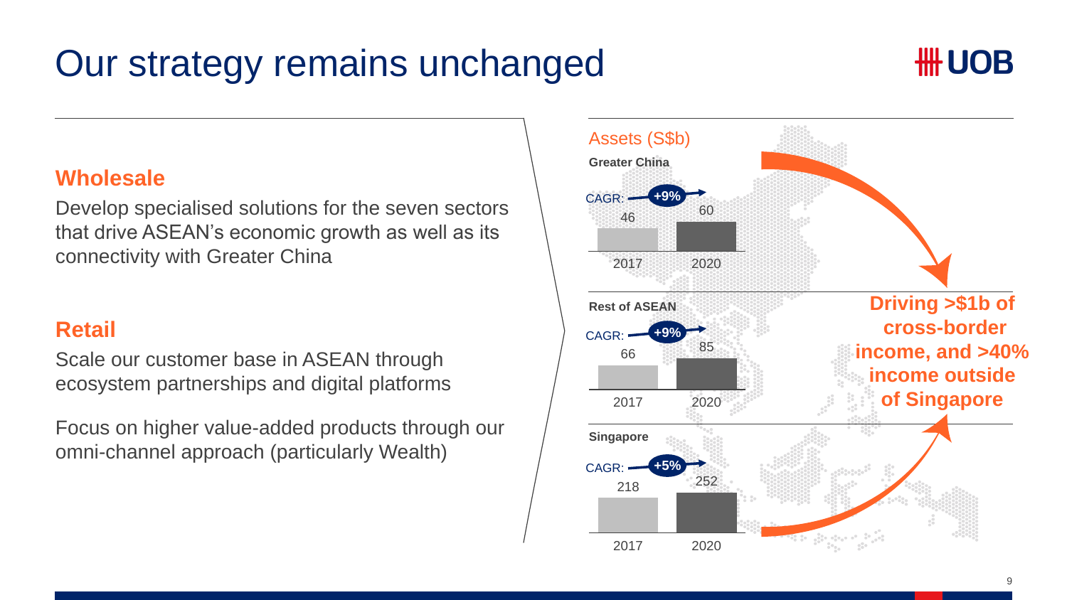# Our strategy remains unchanged

## Wholesale

Develop specialised solutions for the seven sectors that drive ASEAN's economic growth as well as its connectivity with Greater China

## Retail

Scale our customer base in ASEAN through ecosystem partnerships and digital platforms

Focus on higher value-added products through our omni-channel approach (particularly Wealth)

### Assets (S$b)

| Region | 2017 | 2020 | CAGR |
|---|---|---|---|
| Greater China | 46 | 60 | +9% |
| Rest of ASEAN | 66 | 85 | +9% |
| Singapore | 218 | 252 | +5% |

**Driving >$1b of cross-border income, and >40% income outside of Singapore**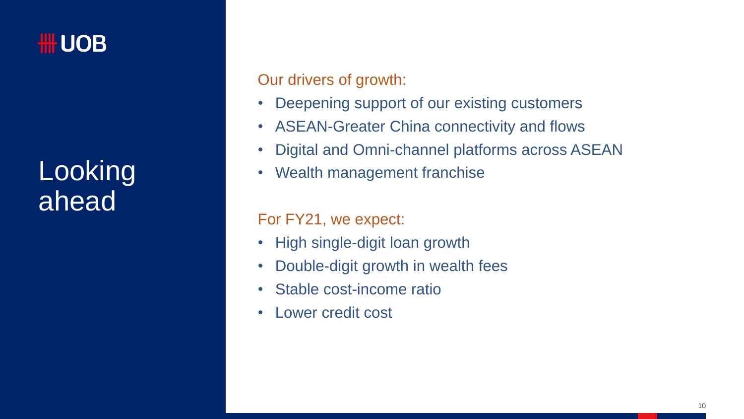UOB

# Looking ahead

Our drivers of growth:

- Deepening support of our existing customers
- ASEAN-Greater China connectivity and flows
- Digital and Omni-channel platforms across ASEAN
- Wealth management franchise

For FY21, we expect:

- High single-digit loan growth
- Double-digit growth in wealth fees
- Stable cost-income ratio
- Lower credit cost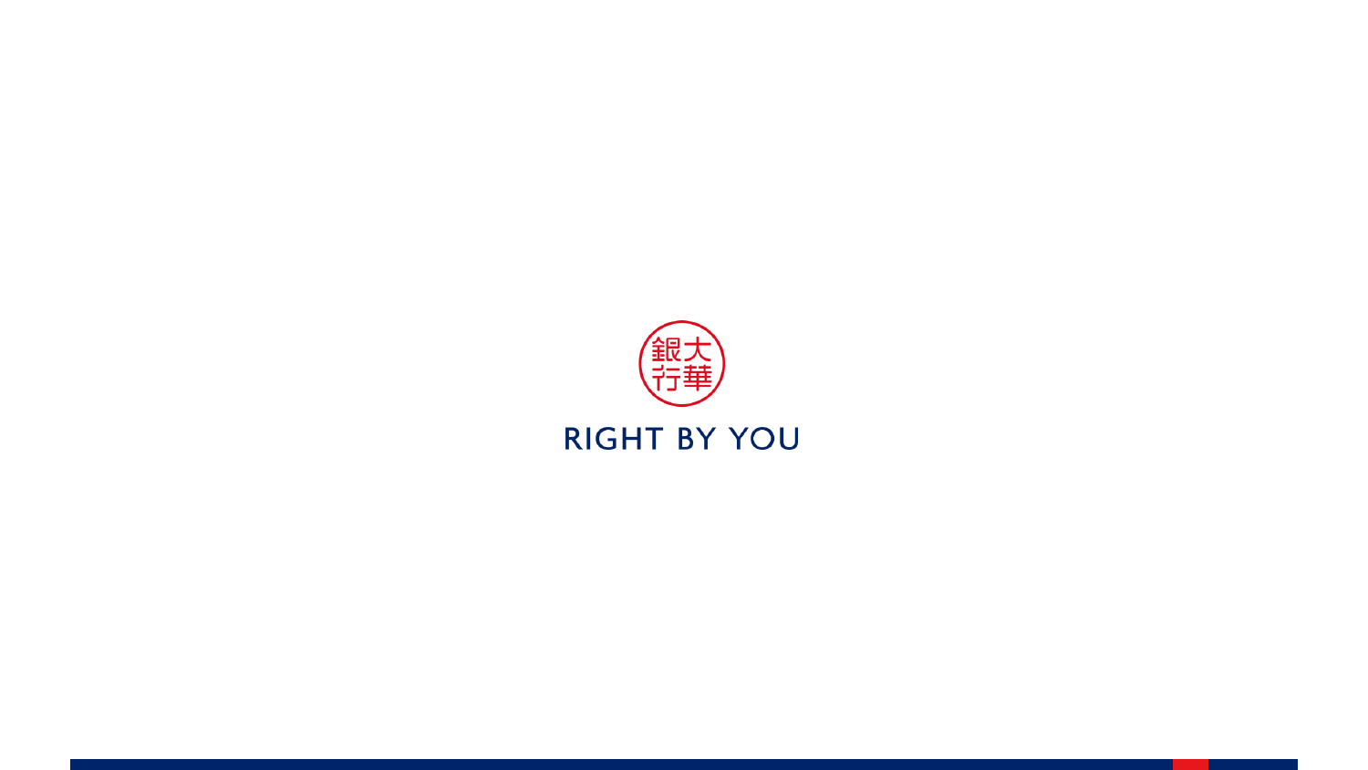銀行大華

RIGHT BY YOU